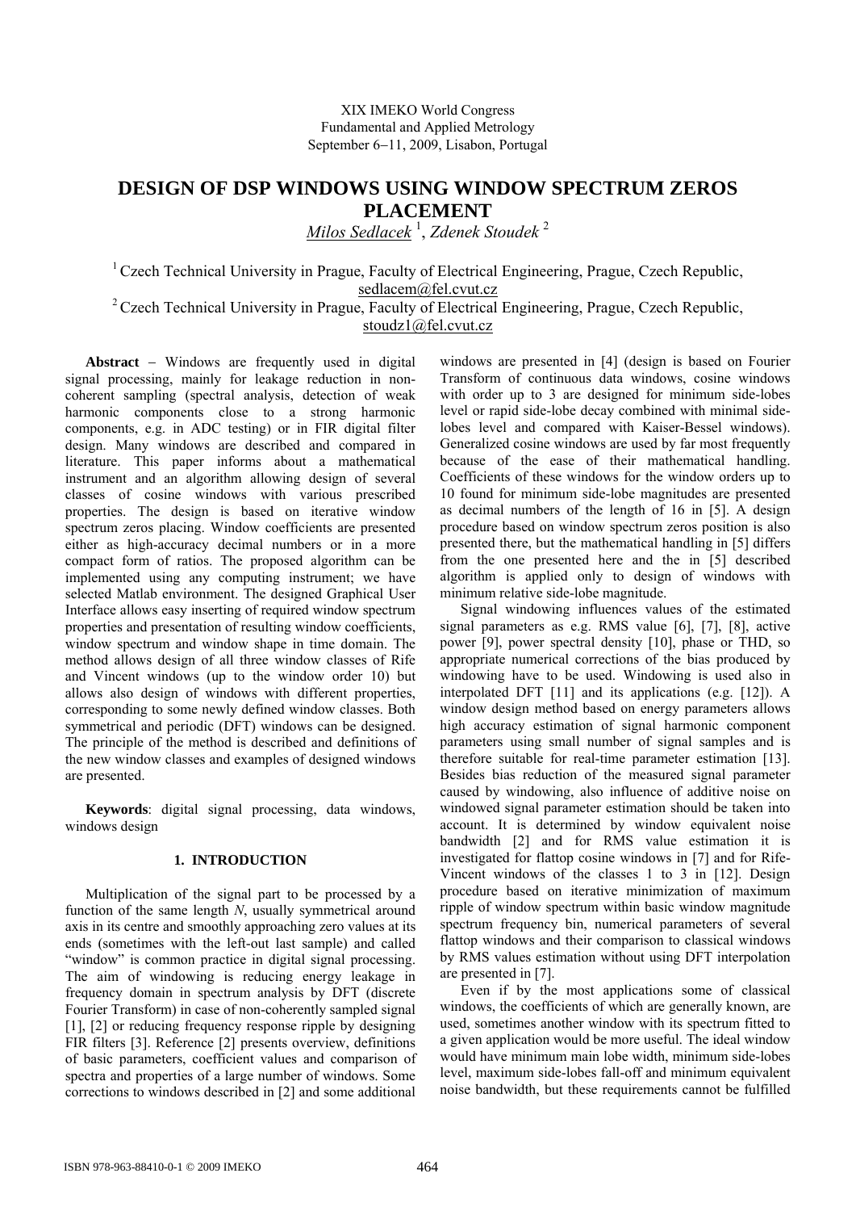XIX IMEKO World Congress
Fundamental and Applied Metrology
September 6−11, 2009, Lisabon, Portugal

# DESIGN OF DSP WINDOWS USING WINDOW SPECTRUM ZEROS PLACEMENT

*Milos Sedlacek* [1], *Zdenek Stoudek* [2]

[1] Czech Technical University in Prague, Faculty of Electrical Engineering, Prague, Czech Republic, sedlacem@fel.cvut.cz

[2] Czech Technical University in Prague, Faculty of Electrical Engineering, Prague, Czech Republic, stoudz1@fel.cvut.cz

**Abstract** – Windows are frequently used in digital signal processing, mainly for leakage reduction in non-coherent sampling (spectral analysis, detection of weak harmonic components close to a strong harmonic components, e.g. in ADC testing) or in FIR digital filter design. Many windows are described and compared in literature. This paper informs about a mathematical instrument and an algorithm allowing design of several classes of cosine windows with various prescribed properties. The design is based on iterative window spectrum zeros placing. Window coefficients are presented either as high-accuracy decimal numbers or in a more compact form of ratios. The proposed algorithm can be implemented using any computing instrument; we have selected Matlab environment. The designed Graphical User Interface allows easy inserting of required window spectrum properties and presentation of resulting window coefficients, window spectrum and window shape in time domain. The method allows design of all three window classes of Rife and Vincent windows (up to the window order 10) but allows also design of windows with different properties, corresponding to some newly defined window classes. Both symmetrical and periodic (DFT) windows can be designed. The principle of the method is described and definitions of the new window classes and examples of designed windows are presented.

**Keywords**: digital signal processing, data windows, windows design

## 1. INTRODUCTION

Multiplication of the signal part to be processed by a function of the same length *N*, usually symmetrical around axis in its centre and smoothly approaching zero values at its ends (sometimes with the left-out last sample) and called "window" is common practice in digital signal processing. The aim of windowing is reducing energy leakage in frequency domain in spectrum analysis by DFT (discrete Fourier Transform) in case of non-coherently sampled signal [1], [2] or reducing frequency response ripple by designing FIR filters [3]. Reference [2] presents overview, definitions of basic parameters, coefficient values and comparison of spectra and properties of a large number of windows. Some corrections to windows described in [2] and some additional windows are presented in [4] (design is based on Fourier Transform of continuous data windows, cosine windows with order up to 3 are designed for minimum side-lobes level or rapid side-lobe decay combined with minimal side-lobes level and compared with Kaiser-Bessel windows). Generalized cosine windows are used by far most frequently because of the ease of their mathematical handling. Coefficients of these windows for the window orders up to 10 found for minimum side-lobe magnitudes are presented as decimal numbers of the length of 16 in [5]. A design procedure based on window spectrum zeros position is also presented there, but the mathematical handling in [5] differs from the one presented here and the in [5] described algorithm is applied only to design of windows with minimum relative side-lobe magnitude.

Signal windowing influences values of the estimated signal parameters as e.g. RMS value [6], [7], [8], active power [9], power spectral density [10], phase or THD, so appropriate numerical corrections of the bias produced by windowing have to be used. Windowing is used also in interpolated DFT [11] and its applications (e.g. [12]). A window design method based on energy parameters allows high accuracy estimation of signal harmonic component parameters using small number of signal samples and is therefore suitable for real-time parameter estimation [13]. Besides bias reduction of the measured signal parameter caused by windowing, also influence of additive noise on windowed signal parameter estimation should be taken into account. It is determined by window equivalent noise bandwidth [2] and for RMS value estimation it is investigated for flattop cosine windows in [7] and for Rife-Vincent windows of the classes 1 to 3 in [12]. Design procedure based on iterative minimization of maximum ripple of window spectrum within basic window magnitude spectrum frequency bin, numerical parameters of several flattop windows and their comparison to classical windows by RMS values estimation without using DFT interpolation are presented in [7].

Even if by the most applications some of classical windows, the coefficients of which are generally known, are used, sometimes another window with its spectrum fitted to a given application would be more useful. The ideal window would have minimum main lobe width, minimum side-lobes level, maximum side-lobes fall-off and minimum equivalent noise bandwidth, but these requirements cannot be fulfilled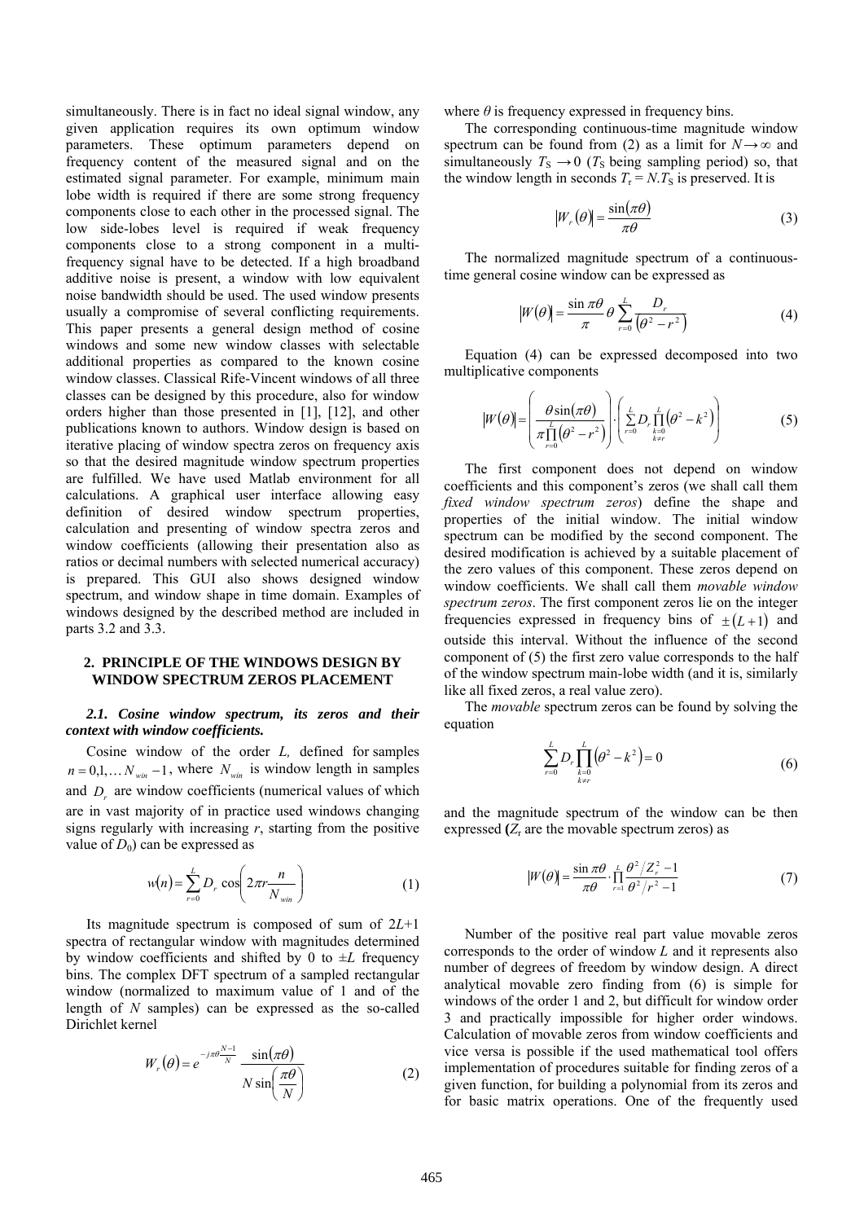simultaneously. There is in fact no ideal signal window, any given application requires its own optimum window parameters. These optimum parameters depend on frequency content of the measured signal and on the estimated signal parameter. For example, minimum main lobe width is required if there are some strong frequency components close to each other in the processed signal. The low side-lobes level is required if weak frequency components close to a strong component in a multi-frequency signal have to be detected. If a high broadband additive noise is present, a window with low equivalent noise bandwidth should be used. The used window presents usually a compromise of several conflicting requirements. This paper presents a general design method of cosine windows and some new window classes with selectable additional properties as compared to the known cosine window classes. Classical Rife-Vincent windows of all three classes can be designed by this procedure, also for window orders higher than those presented in [1], [12], and other publications known to authors. Window design is based on iterative placing of window spectra zeros on frequency axis so that the desired magnitude window spectrum properties are fulfilled. We have used Matlab environment for all calculations. A graphical user interface allowing easy definition of desired window spectrum properties, calculation and presenting of window spectra zeros and window coefficients (allowing their presentation also as ratios or decimal numbers with selected numerical accuracy) is prepared. This GUI also shows designed window spectrum, and window shape in time domain. Examples of windows designed by the described method are included in parts 3.2 and 3.3.

## 2. PRINCIPLE OF THE WINDOWS DESIGN BY WINDOW SPECTRUM ZEROS PLACEMENT

### *2.1. Cosine window spectrum, its zeros and their context with window coefficients.*

Cosine window of the order $L$, defined for samples $n = 0,1,\dots N_{win}-1$, where $N_{win}$ is window length in samples and $D_r$ are window coefficients (numerical values of which are in vast majority of in practice used windows changing signs regularly with increasing $r$, starting from the positive value of $D_0$) can be expressed as

$$w(n) = \sum_{r=0}^{L} D_r \cos\left(2\pi r \frac{n}{N_{win}}\right) \tag{1}$$

Its magnitude spectrum is composed of sum of $2L$+1 spectra of rectangular window with magnitudes determined by window coefficients and shifted by 0 to $\pm L$ frequency bins. The complex DFT spectrum of a sampled rectangular window (normalized to maximum value of 1 and of the length of $N$ samples) can be expressed as the so-called Dirichlet kernel

$$W_r(\theta) = e^{-j\pi\theta\frac{N-1}{N}} \frac{\sin(\pi\theta)}{N\sin\left(\frac{\pi\theta}{N}\right)} \tag{2}$$

where $\theta$ is frequency expressed in frequency bins.

The corresponding continuous-time magnitude window spectrum can be found from (2) as a limit for $N\to\infty$ and simultaneously $T_S \to 0$ ($T_S$ being sampling period) so, that the window length in seconds $T_r = N.T_S$ is preserved. It is

$$|W_r(\theta)| = \frac{\sin(\pi\theta)}{\pi\theta} \tag{3}$$

The normalized magnitude spectrum of a continuous-time general cosine window can be expressed as

$$|W(\theta)| = \frac{\sin\pi\theta}{\pi}\theta\sum_{r=0}^{L}\frac{D_r}{\left(\theta^2 - r^2\right)} \tag{4}$$

Equation (4) can be expressed decomposed into two multiplicative components

$$|W(\theta)| = \left(\frac{\theta\sin(\pi\theta)}{\pi\prod_{r=0}^{L}\left(\theta^2 - r^2\right)}\right)\cdot\left(\sum_{r=0}^{L}D_r\prod_{\substack{k=0\\k\neq r}}^{L}\left(\theta^2 - k^2\right)\right) \tag{5}$$

The first component does not depend on window coefficients and this component's zeros (we shall call them *fixed window spectrum zeros*) define the shape and properties of the initial window. The initial window spectrum can be modified by the second component. The desired modification is achieved by a suitable placement of the zero values of this component. These zeros depend on window coefficients. We shall call them *movable window spectrum zeros*. The first component zeros lie on the integer frequencies expressed in frequency bins of $\pm(L+1)$ and outside this interval. Without the influence of the second component of (5) the first zero value corresponds to the half of the window spectrum main-lobe width (and it is, similarly like all fixed zeros, a real value zero).

The *movable* spectrum zeros can be found by solving the equation

$$\sum_{r=0}^{L}D_r\prod_{\substack{k=0\\k\neq r}}^{L}\left(\theta^2 - k^2\right) = 0 \tag{6}$$

and the magnitude spectrum of the window can be then expressed ($Z_r$ are the movable spectrum zeros) as

$$|W(\theta)| = \frac{\sin\pi\theta}{\pi\theta}\cdot\prod_{r=1}^{L}\frac{\theta^2/Z_r^2 - 1}{\theta^2/r^2 - 1} \tag{7}$$

Number of the positive real part value movable zeros corresponds to the order of window $L$ and it represents also number of degrees of freedom by window design. A direct analytical movable zero finding from (6) is simple for windows of the order 1 and 2, but difficult for window order 3 and practically impossible for higher order windows. Calculation of movable zeros from window coefficients and vice versa is possible if the used mathematical tool offers implementation of procedures suitable for finding zeros of a given function, for building a polynomial from its zeros and for basic matrix operations. One of the frequently used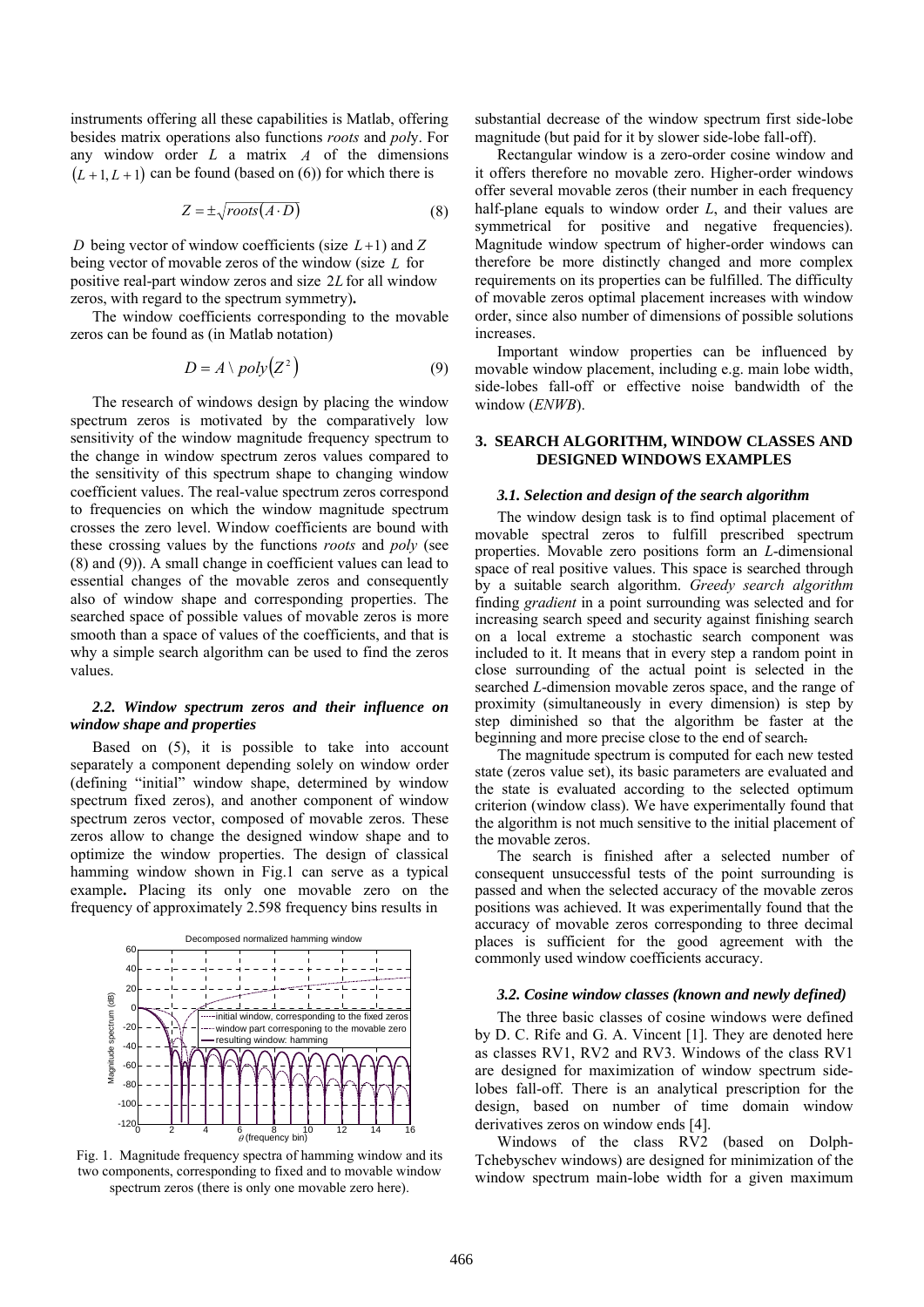instruments offering all these capabilities is Matlab, offering besides matrix operations also functions *roots* and *poly*. For any window order $L$ a matrix $A$ of the dimensions $(L+1, L+1)$ can be found (based on (6)) for which there is

$$Z = \pm\sqrt{roots(A \cdot D)} \tag{8}$$

$D$ being vector of window coefficients (size $L+1$) and $Z$ being vector of movable zeros of the window (size $L$ for positive real-part window zeros and size $2L$ for all window zeros, with regard to the spectrum symmetry)**.**

The window coefficients corresponding to the movable zeros can be found as (in Matlab notation)

$$D = A \setminus poly\left(Z^2\right) \tag{9}$$

The research of windows design by placing the window spectrum zeros is motivated by the comparatively low sensitivity of the window magnitude frequency spectrum to the change in window spectrum zeros values compared to the sensitivity of this spectrum shape to changing window coefficient values. The real-value spectrum zeros correspond to frequencies on which the window magnitude spectrum crosses the zero level. Window coefficients are bound with these crossing values by the functions *roots* and *poly* (see (8) and (9)). A small change in coefficient values can lead to essential changes of the movable zeros and consequently also of window shape and corresponding properties. The searched space of possible values of movable zeros is more smooth than a space of values of the coefficients, and that is why a simple search algorithm can be used to find the zeros values.

### *2.2. Window spectrum zeros and their influence on window shape and properties*

Based on (5), it is possible to take into account separately a component depending solely on window order (defining "initial" window shape, determined by window spectrum fixed zeros), and another component of window spectrum zeros vector, composed of movable zeros. These zeros allow to change the designed window shape and to optimize the window properties. The design of classical hamming window shown in Fig.1 can serve as a typical example**.** Placing its only one movable zero on the frequency of approximately 2.598 frequency bins results in substantial decrease of the window spectrum first side-lobe magnitude (but paid for it by slower side-lobe fall-off).

Fig. 1. Magnitude frequency spectra of hamming window and its two components, corresponding to fixed and to movable window spectrum zeros (there is only one movable zero here).

Rectangular window is a zero-order cosine window and it offers therefore no movable zero. Higher-order windows offer several movable zeros (their number in each frequency half-plane equals to window order $L$, and their values are symmetrical for positive and negative frequencies). Magnitude window spectrum of higher-order windows can therefore be more distinctly changed and more complex requirements on its properties can be fulfilled. The difficulty of movable zeros optimal placement increases with window order, since also number of dimensions of possible solutions increases.

Important window properties can be influenced by movable window placement, including e.g. main lobe width, side-lobes fall-off or effective noise bandwidth of the window (*ENWB*).

## 3. SEARCH ALGORITHM, WINDOW CLASSES AND DESIGNED WINDOWS EXAMPLES

### *3.1. Selection and design of the search algorithm*

The window design task is to find optimal placement of movable spectral zeros to fulfill prescribed spectrum properties. Movable zero positions form an $L$-dimensional space of real positive values. This space is searched through by a suitable search algorithm. *Greedy search algorithm* finding *gradient* in a point surrounding was selected and for increasing search speed and security against finishing search on a local extreme a stochastic search component was included to it. It means that in every step a random point in close surrounding of the actual point is selected in the searched $L$-dimension movable zeros space, and the range of proximity (simultaneously in every dimension) is step by step diminished so that the algorithm be faster at the beginning and more precise close to the end of search.

The magnitude spectrum is computed for each new tested state (zeros value set), its basic parameters are evaluated and the state is evaluated according to the selected optimum criterion (window class). We have experimentally found that the algorithm is not much sensitive to the initial placement of the movable zeros.

The search is finished after a selected number of consequent unsuccessful tests of the point surrounding is passed and when the selected accuracy of the movable zeros positions was achieved. It was experimentally found that the accuracy of movable zeros corresponding to three decimal places is sufficient for the good agreement with the commonly used window coefficients accuracy.

### *3.2. Cosine window classes (known and newly defined)*

The three basic classes of cosine windows were defined by D. C. Rife and G. A. Vincent [1]. They are denoted here as classes RV1, RV2 and RV3. Windows of the class RV1 are designed for maximization of window spectrum side-lobes fall-off. There is an analytical prescription for the design, based on number of time domain window derivatives zeros on window ends [4].

Windows of the class RV2 (based on Dolph-Tchebyschev windows) are designed for minimization of the window spectrum main-lobe width for a given maximum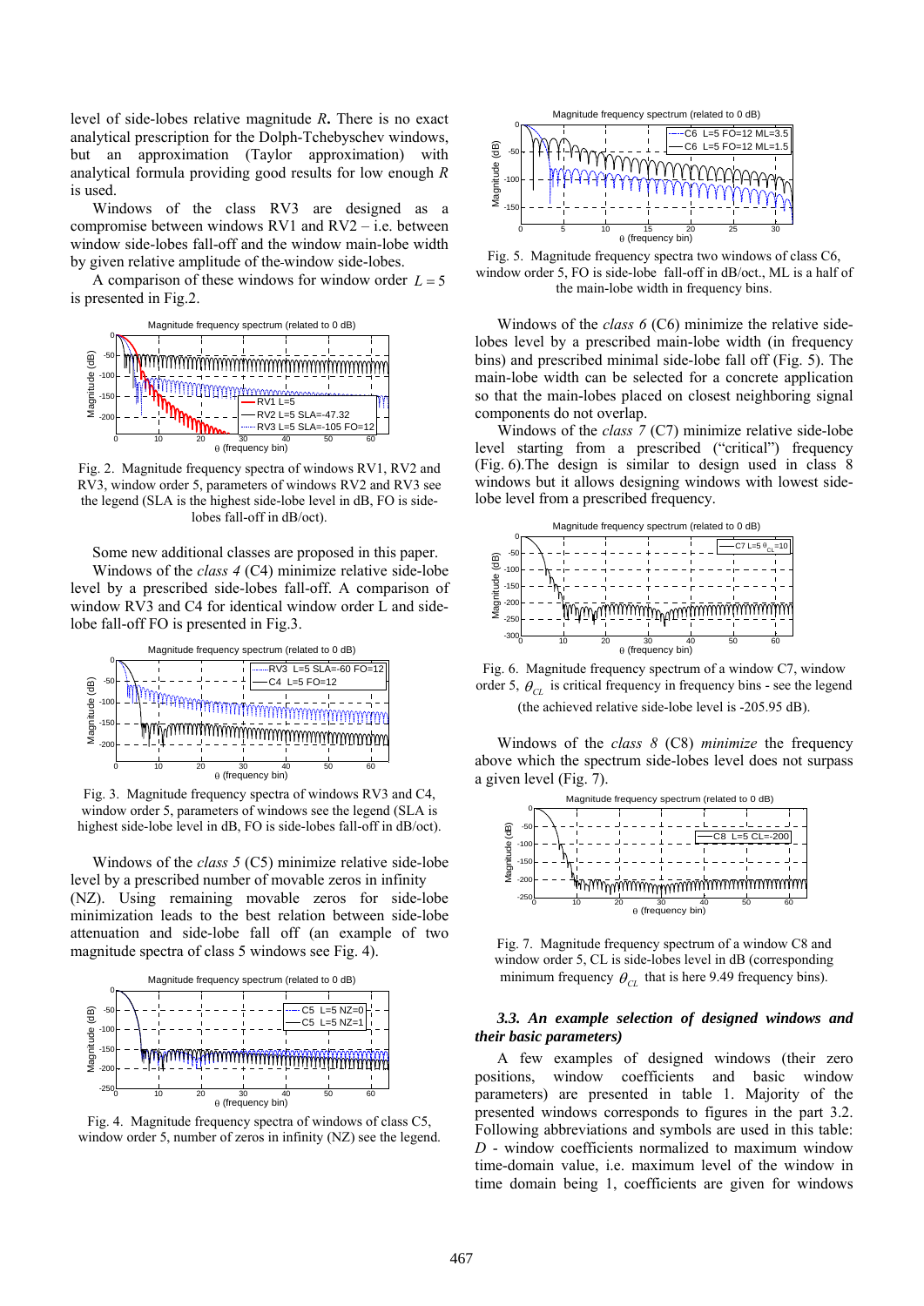level of side-lobes relative magnitude *R***.** There is no exact analytical prescription for the Dolph-Tchebyschev windows, but an approximation (Taylor approximation) with analytical formula providing good results for low enough *R* is used.

Windows of the class RV3 are designed as a compromise between windows RV1 and RV2 – i.e. between window side-lobes fall-off and the window main-lobe width by given relative amplitude of the-window side-lobes.

A comparison of these windows for window order $L = 5$ is presented in Fig.2.

Fig. 2. Magnitude frequency spectra of windows RV1, RV2 and RV3, window order 5, parameters of windows RV2 and RV3 see the legend (SLA is the highest side-lobe level in dB, FO is side-lobes fall-off in dB/oct).

Some new additional classes are proposed in this paper.

Windows of the *class 4* (C4) minimize relative side-lobe level by a prescribed side-lobes fall-off. A comparison of window RV3 and C4 for identical window order L and side-lobe fall-off FO is presented in Fig.3.

Fig. 3. Magnitude frequency spectra of windows RV3 and C4, window order 5, parameters of windows see the legend (SLA is highest side-lobe level in dB, FO is side-lobes fall-off in dB/oct).

Windows of the *class 5* (C5) minimize relative side-lobe level by a prescribed number of movable zeros in infinity (NZ). Using remaining movable zeros for side-lobe minimization leads to the best relation between side-lobe attenuation and side-lobe fall off (an example of two magnitude spectra of class 5 windows see Fig. 4).

Fig. 4. Magnitude frequency spectra of windows of class C5, window order 5, number of zeros in infinity (NZ) see the legend.

Fig. 5. Magnitude frequency spectra two windows of class C6, window order 5, FO is side-lobe fall-off in dB/oct., ML is a half of the main-lobe width in frequency bins.

Windows of the *class 6* (C6) minimize the relative side-lobes level by a prescribed main-lobe width (in frequency bins) and prescribed minimal side-lobe fall off (Fig. 5). The main-lobe width can be selected for a concrete application so that the main-lobes placed on closest neighboring signal components do not overlap.

Windows of the *class 7* (C7) minimize relative side-lobe level starting from a prescribed ("critical") frequency (Fig. 6).The design is similar to design used in class 8 windows but it allows designing windows with lowest side-lobe level from a prescribed frequency.

Fig. 6. Magnitude frequency spectrum of a window C7, window order 5, $\theta_{CL}$ is critical frequency in frequency bins - see the legend (the achieved relative side-lobe level is -205.95 dB).

Windows of the *class 8* (C8) *minimize* the frequency above which the spectrum side-lobes level does not surpass a given level (Fig. 7).

Fig. 7. Magnitude frequency spectrum of a window C8 and window order 5, CL is side-lobes level in dB (corresponding minimum frequency $\theta_{CL}$ that is here 9.49 frequency bins).

### *3.3. An example selection of designed windows and their basic parameters)*

A few examples of designed windows (their zero positions, window coefficients and basic window parameters) are presented in table 1. Majority of the presented windows corresponds to figures in the part 3.2. Following abbreviations and symbols are used in this table: *D* - window coefficients normalized to maximum window time-domain value, i.e. maximum level of the window in time domain being 1, coefficients are given for windows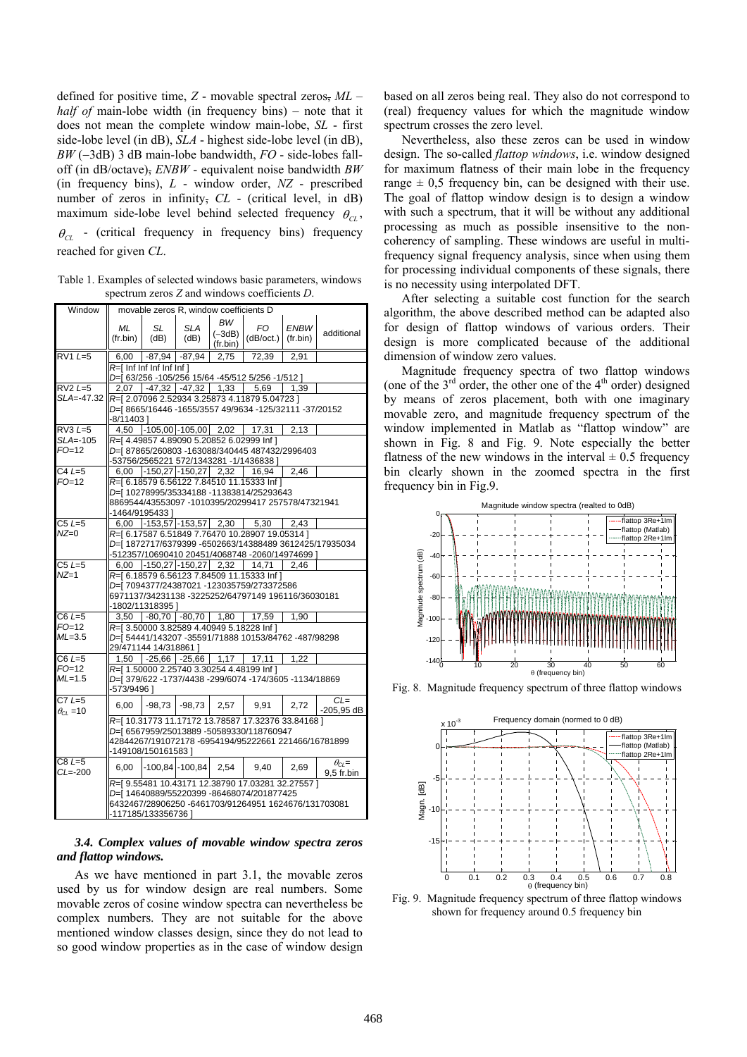defined for positive time, *Z* - movable spectral zeros, *ML* – *half of* main-lobe width (in frequency bins) – note that it does not mean the complete window main-lobe, *SL* - first side-lobe level (in dB), *SLA* - highest side-lobe level (in dB), *BW* (–3dB) 3 dB main-lobe bandwidth, *FO* - side-lobes fall-off (in dB/octave), *ENBW* - equivalent noise bandwidth *BW* (in frequency bins), *L* - window order, *NZ* - prescribed number of zeros in infinity, *CL* - (critical level, in dB) maximum side-lobe level behind selected frequency $\theta_{CL}$, $\theta_{CL}$ - (critical frequency in frequency bins) frequency reached for given *CL*.

Table 1. Examples of selected windows basic parameters, windows spectrum zeros *Z* and windows coefficients *D*.

| Window | movable zeros R, window coefficients D | | | | | | |
|---|---|---|---|---|---|---|---|
| | *ML* (fr.bin) | *SL* (dB) | *SLA* (dB) | *BW* (–3dB) (fr.bin) | *FO* (dB/oct.) | *ENBW* (fr.bin) | additional |
| RV1 *L*=5 | 6,00 | -87,94 | -87,94 | 2,75 | 72,39 | 2,91 | |
| | *R*=[ Inf Inf Inf Inf Inf ] *D*=[ 63/256 -105/256 15/64 -45/512 5/256 -1/512 ] | | | | | | |
| RV2 *L*=5 *SLA*=-47.32 | 2,07 | -47,32 | -47,32 | 1,33 | 5,69 | 1,39 | |
| | *R*=[ 2.07096 2.52934 3.25873 4.11879 5.04723 ] *D*=[ 8665/16446 -1655/3557 49/9634 -125/32111 -37/20152 -8/11403 ] | | | | | | |
| RV3 *L*=5 *SLA*=-105 *FO*=12 | 4,50 | -105,00 | -105,00 | 2,02 | 17,31 | 2,13 | |
| | *R*=[ 4.49857 4.89090 5.20852 6.02999 Inf ] *D*=[ 87865/260803 -163088/340445 487432/2996403 -53756/2565221 572/1343281 -1/1436838 ] | | | | | | |
| C4 *L*=5 *FO*=12 | 6,00 | -150,27 | -150,27 | 2,32 | 16,94 | 2,46 | |
| | *R*=[ 6.18579 6.56122 7.84510 11.15333 Inf ] *D*=[ 10278995/35334188 -11383814/25293643 8869544/43553097 -1010395/20299417 257578/47321941 -1464/9195433 ] | | | | | | |
| C5 *L*=5 *NZ*=0 | 6,00 | -153,57 | -153,57 | 2,30 | 5,30 | 2,43 | |
| | *R*=[ 6.17587 6.51849 7.76470 10.28907 19.05314 ] *D*=[ 1872717/6379399 -6502663/14388489 3612425/17935034 -512357/10690410 20451/4068748 -2060/14974699 ] | | | | | | |
| C5 *L*=5 *NZ*=1 | 6,00 | -150,27 | -150,27 | 2,32 | 14,71 | 2,46 | |
| | *R*=[ 6.18579 6.56123 7.84509 11.15333 Inf ] *D*=[ 7094377/24387021 -123035759/273372586 6971137/34231138 -3225252/64797149 196116/36030181 -1802/11318395 ] | | | | | | |
| C6 *L*=5 *FO*=12 *ML*=3.5 | 3,50 | -80,70 | -80,70 | 1,80 | 17,59 | 1,90 | |
| | *R*=[ 3.50000 3.82589 4.40949 5.18228 Inf ] *D*=[ 54441/143207 -35591/71888 10153/84762 -487/98298 29/4711144 14/318861 ] | | | | | | |
| C6 *L*=5 *FO*=12 *ML*=1.5 | 1,50 | -25,66 | -25,66 | 1,17 | 17,11 | 1,22 | |
| | *R*=[ 1.50000 2.25740 3.30254 4.48199 Inf ] *D*=[ 379/622 -1737/4438 -299/6074 -174/3605 -1134/18869 -573/9496 ] | | | | | | |
| C7 *L*=5 $\theta_{CL}$ =10 | 6,00 | -98,73 | -98,73 | 2,57 | 9,91 | 2,72 | *CL*= -205,95 dB |
| | *R*=[ 10.31773 11.17172 13.78587 17.32376 33.84168 ] *D*=[ 6567959/25013889 -50589330/118760947 42844267/191072178 -6954194/95222661 221466/16781899 -149108/150161583 ] | | | | | | |
| C8 *L*=5 *CL*=-200 | 6,00 | -100,84 | -100,84 | 2,54 | 9,40 | 2,69 | $\theta_{CL}$= 9,5 fr.bin |
| | *R*=[ 9.55481 10.43171 12.38790 17.03281 32.27557 ] *D*=[ 14640889/55220399 -86468074/201877425 6432467/28906250 -6461703/91264951 1624676/131703081 -117185/133356736 ] | | | | | | |

### *3.4. Complex values of movable window spectra zeros and flattop windows.*

As we have mentioned in part 3.1, the movable zeros used by us for window design are real numbers. Some movable zeros of cosine window spectra can nevertheless be complex numbers. They are not suitable for the above mentioned window classes design, since they do not lead to so good window properties as in the case of window design based on all zeros being real. They also do not correspond to (real) frequency values for which the magnitude window spectrum crosses the zero level.

Nevertheless, also these zeros can be used in window design. The so-called *flattop windows*, i.e. window designed for maximum flatness of their main lobe in the frequency range ± 0,5 frequency bin, can be designed with their use. The goal of flattop window design is to design a window with such a spectrum, that it will be without any additional processing as much as possible insensitive to the non-coherency of sampling. These windows are useful in multi-frequency signal frequency analysis, since when using them for processing individual components of these signals, there is no necessity using interpolated DFT.

After selecting a suitable cost function for the search algorithm, the above described method can be adapted also for design of flattop windows of various orders. Their design is more complicated because of the additional dimension of window zero values.

Magnitude frequency spectra of two flattop windows (one of the 3[rd] order, the other one of the 4[th] order) designed by means of zeros placement, both with one imaginary movable zero, and magnitude frequency spectrum of the window implemented in Matlab as "flattop window" are shown in Fig. 8 and Fig. 9. Note especially the better flatness of the new windows in the interval ± 0.5 frequency bin clearly shown in the zoomed spectra in the first frequency bin in Fig.9.

Fig. 8. Magnitude frequency spectrum of three flattop windows

Fig. 9. Magnitude frequency spectrum of three flattop windows shown for frequency around 0.5 frequency bin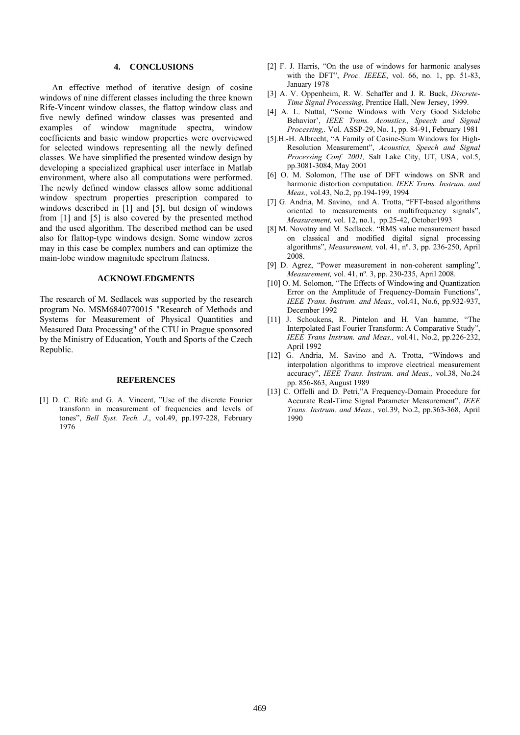## 4. CONCLUSIONS

An effective method of iterative design of cosine windows of nine different classes including the three known Rife-Vincent window classes, the flattop window class and five newly defined window classes was presented and examples of window magnitude spectra, window coefficients and basic window properties were overviewed for selected windows representing all the newly defined classes. We have simplified the presented window design by developing a specialized graphical user interface in Matlab environment, where also all computations were performed. The newly defined window classes allow some additional window spectrum properties prescription compared to windows described in [1] and [5], but design of windows from [1] and [5] is also covered by the presented method and the used algorithm. The described method can be used also for flattop-type windows design. Some window zeros may in this case be complex numbers and can optimize the main-lobe window magnitude spectrum flatness.

## ACKNOWLEDGMENTS

The research of M. Sedlacek was supported by the research program No. MSM6840770015 "Research of Methods and Systems for Measurement of Physical Quantities and Measured Data Processing" of the CTU in Prague sponsored by the Ministry of Education, Youth and Sports of the Czech Republic.

## REFERENCES

[1] D. C. Rife and G. A. Vincent, "Use of the discrete Fourier transform in measurement of frequencies and levels of tones", *Bell Syst. Tech. J.*, vol.49, pp.197-228, February 1976

[2] F. J. Harris, "On the use of windows for harmonic analyses with the DFT", *Proc. IEEEE*, vol. 66, no. 1, pp. 51-83, January 1978

[3] A. V. Oppenheim, R. W. Schaffer and J. R. Buck, *Discrete-Time Signal Processing*, Prentice Hall, New Jersey, 1999.

[4] A. L. Nuttal, "Some Windows with Very Good Sidelobe Behavior', *IEEE Trans. Acoustics., Speech and Signal Processing,*. Vol. ASSP-29, No. 1, pp. 84-91, February 1981

[5].H.-H. Albrecht, "A Family of Cosine-Sum Windows for High-Resolution Measurement", *Acoustics, Speech and Signal Processing Conf. 2001,* Salt Lake City, UT, USA, vol.5, pp.3081-3084, May 2001

[6] O. M. Solomon, !The use of DFT windows on SNR and harmonic distortion computation. *IEEE Trans. Instrum. and Meas.,* vol.43, No.2, pp.194-199, 1994

[7] G. Andria, M. Savino, and A. Trotta, "FFT-based algorithms oriented to measurements on multifrequency signals", *Measurement,* vol. 12, no.1, pp.25-42, October1993

[8] M. Novotny and M. Sedlacek. "RMS value measurement based on classical and modified digital signal processing algorithms", *Measurement,* vol. 41, nº. 3, pp. 236-250, April 2008.

[9] D. Agrez, "Power measurement in non-coherent sampling", *Measurement,* vol. 41, nº. 3, pp. 230-235, April 2008.

[10] O. M. Solomon, "The Effects of Windowing and Quantization Error on the Amplitude of Frequency-Domain Functions", *IEEE Trans. Instrum. and Meas.,* vol.41, No.6, pp.932-937, December 1992

[11] J. Schoukens, R. Pintelon and H. Van hamme, "The Interpolated Fast Fourier Transform: A Comparative Study", *IEEE Trans Instrum. and Meas.,* vol.41, No.2, pp.226-232, April 1992

[12] G. Andria, M. Savino and A. Trotta, "Windows and interpolation algorithms to improve electrical measurement accuracy", *IEEE Trans. Instrum. and Meas.,* vol.38, No.24 pp. 856-863, August 1989

[13] C. Offelli and D. Petri,"A Frequency-Domain Procedure for Accurate Real-Time Signal Parameter Measurement", *IEEE Trans. Instrum. and Meas.,* vol.39, No.2, pp.363-368, April 1990